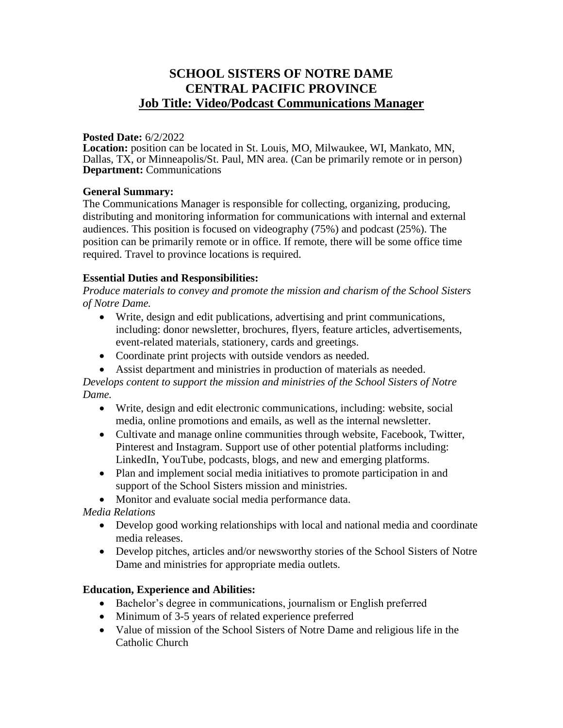# SCHOOL SISTERS OF NOTRE DAME
# CENTRAL PACIFIC PROVINCE
## Job Title: Video/Podcast Communications Manager

**Posted Date:** 6/2/2022
**Location:** position can be located in St. Louis, MO, Milwaukee, WI, Mankato, MN, Dallas, TX, or Minneapolis/St. Paul, MN area. (Can be primarily remote or in person)
**Department:** Communications

### General Summary:

The Communications Manager is responsible for collecting, organizing, producing, distributing and monitoring information for communications with internal and external audiences. This position is focused on videography (75%) and podcast (25%). The position can be primarily remote or in office. If remote, there will be some office time required. Travel to province locations is required.

### Essential Duties and Responsibilities:

*Produce materials to convey and promote the mission and charism of the School Sisters of Notre Dame.*

- Write, design and edit publications, advertising and print communications, including: donor newsletter, brochures, flyers, feature articles, advertisements, event-related materials, stationery, cards and greetings.
- Coordinate print projects with outside vendors as needed.
- Assist department and ministries in production of materials as needed.

*Develops content to support the mission and ministries of the School Sisters of Notre Dame.*

- Write, design and edit electronic communications, including: website, social media, online promotions and emails, as well as the internal newsletter.
- Cultivate and manage online communities through website, Facebook, Twitter, Pinterest and Instagram. Support use of other potential platforms including: LinkedIn, YouTube, podcasts, blogs, and new and emerging platforms.
- Plan and implement social media initiatives to promote participation in and support of the School Sisters mission and ministries.
- Monitor and evaluate social media performance data.

*Media Relations*

- Develop good working relationships with local and national media and coordinate media releases.
- Develop pitches, articles and/or newsworthy stories of the School Sisters of Notre Dame and ministries for appropriate media outlets.

### Education, Experience and Abilities:

- Bachelor's degree in communications, journalism or English preferred
- Minimum of 3-5 years of related experience preferred
- Value of mission of the School Sisters of Notre Dame and religious life in the Catholic Church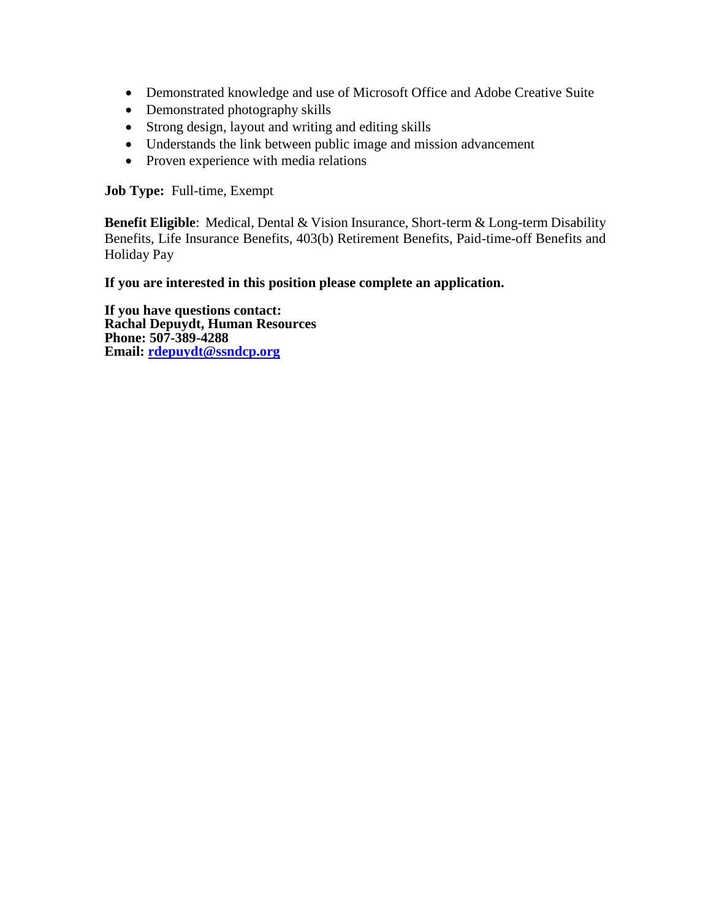- Demonstrated knowledge and use of Microsoft Office and Adobe Creative Suite
- Demonstrated photography skills
- Strong design, layout and writing and editing skills
- Understands the link between public image and mission advancement
- Proven experience with media relations

**Job Type:** Full-time, Exempt

**Benefit Eligible**: Medical, Dental & Vision Insurance, Short-term & Long-term Disability Benefits, Life Insurance Benefits, 403(b) Retirement Benefits, Paid-time-off Benefits and Holiday Pay

**If you are interested in this position please complete an application.**

**If you have questions contact:**
**Rachal Depuydt, Human Resources**
**Phone: 507-389-4288**
**Email: rdepuydt@ssndcp.org**